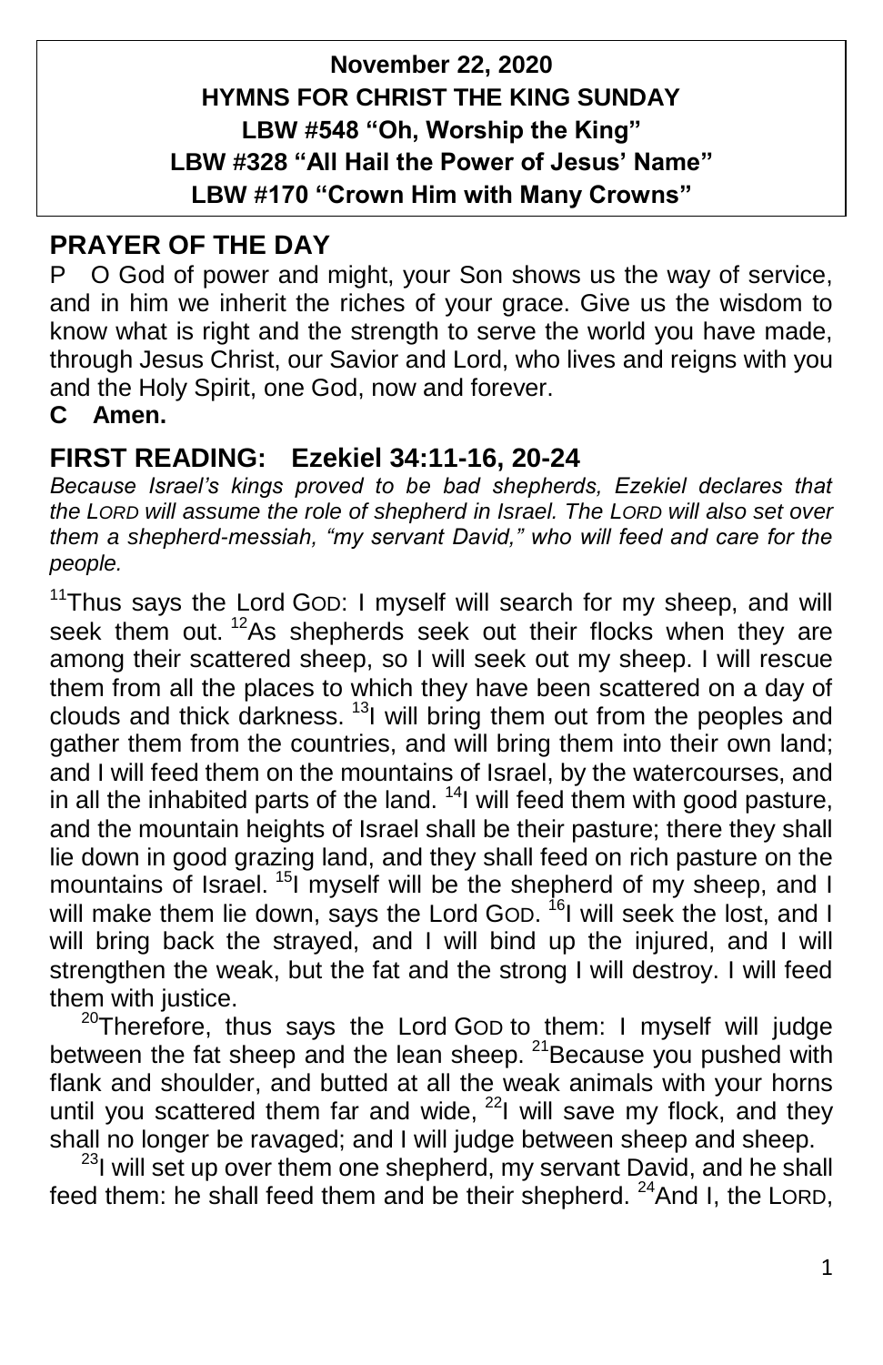**November 22, 2020**
**HYMNS FOR CHRIST THE KING SUNDAY**
**LBW #548 "Oh, Worship the King"**
**LBW #328 "All Hail the Power of Jesus' Name"**
**LBW #170 "Crown Him with Many Crowns"**

## PRAYER OF THE DAY

P O God of power and might, your Son shows us the way of service, and in him we inherit the riches of your grace. Give us the wisdom to know what is right and the strength to serve the world you have made, through Jesus Christ, our Savior and Lord, who lives and reigns with you and the Holy Spirit, one God, now and forever.

**C Amen.**

## FIRST READING: Ezekiel 34:11-16, 20-24

*Because Israel's kings proved to be bad shepherds, Ezekiel declares that the LORD will assume the role of shepherd in Israel. The LORD will also set over them a shepherd-messiah, "my servant David," who will feed and care for the people.*

[11]Thus says the Lord GOD: I myself will search for my sheep, and will seek them out. [12]As shepherds seek out their flocks when they are among their scattered sheep, so I will seek out my sheep. I will rescue them from all the places to which they have been scattered on a day of clouds and thick darkness. [13]I will bring them out from the peoples and gather them from the countries, and will bring them into their own land; and I will feed them on the mountains of Israel, by the watercourses, and in all the inhabited parts of the land. [14]I will feed them with good pasture, and the mountain heights of Israel shall be their pasture; there they shall lie down in good grazing land, and they shall feed on rich pasture on the mountains of Israel. [15]I myself will be the shepherd of my sheep, and I will make them lie down, says the Lord GOD. [16]I will seek the lost, and I will bring back the strayed, and I will bind up the injured, and I will strengthen the weak, but the fat and the strong I will destroy. I will feed them with justice.

[20]Therefore, thus says the Lord GOD to them: I myself will judge between the fat sheep and the lean sheep. [21]Because you pushed with flank and shoulder, and butted at all the weak animals with your horns until you scattered them far and wide, [22]I will save my flock, and they shall no longer be ravaged; and I will judge between sheep and sheep.

[23]I will set up over them one shepherd, my servant David, and he shall feed them: he shall feed them and be their shepherd. [24]And I, the LORD,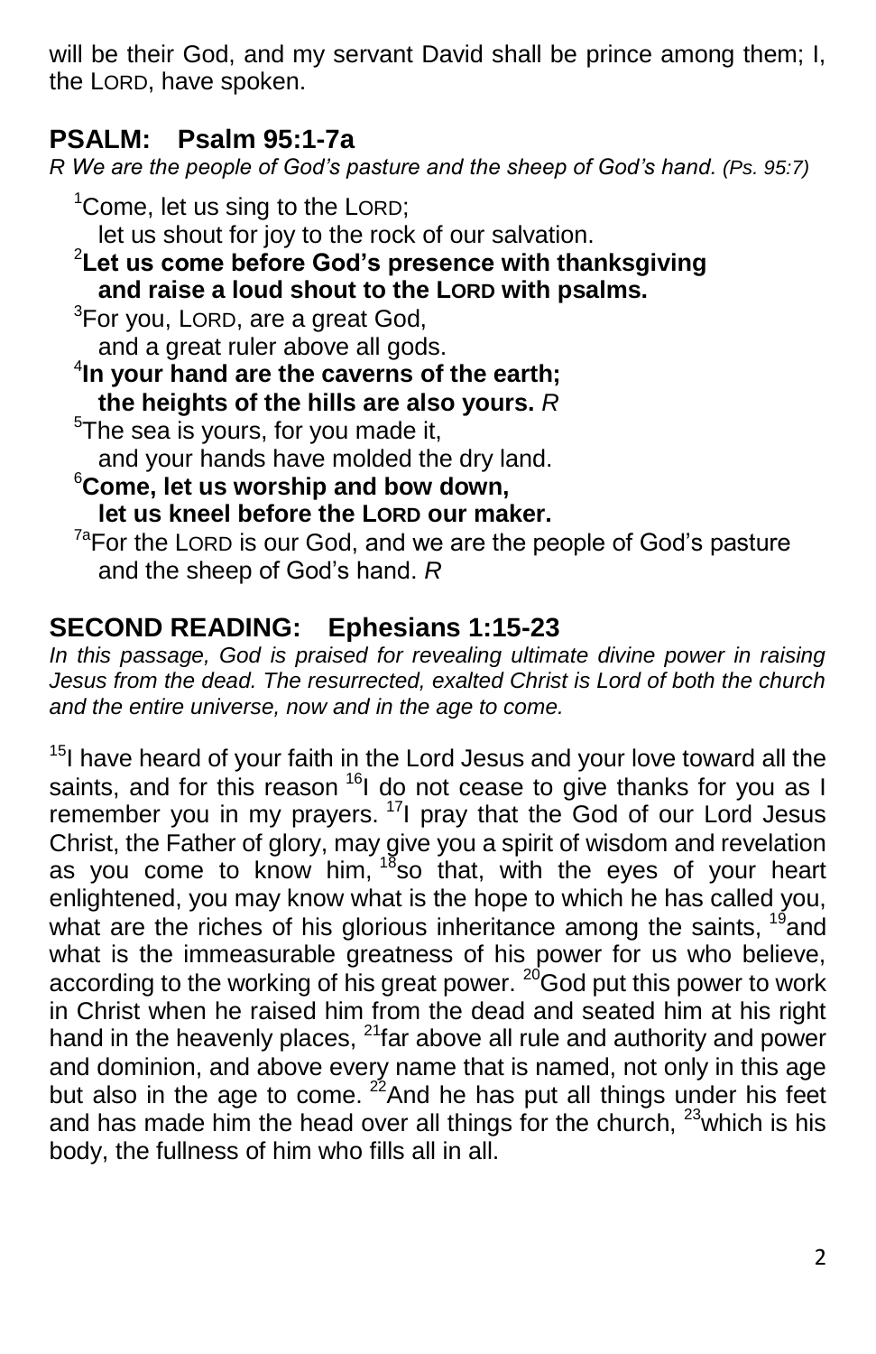will be their God, and my servant David shall be prince among them; I, the LORD, have spoken.

## PSALM: Psalm 95:1-7a

*R We are the people of God's pasture and the sheep of God's hand. (Ps. 95:7)*

[1]Come, let us sing to the LORD;
let us shout for joy to the rock of our salvation.
[2]**Let us come before God's presence with thanksgiving**
**and raise a loud shout to the LORD with psalms.**
[3]For you, LORD, are a great God,
and a great ruler above all gods.
[4]**In your hand are the caverns of the earth;**
**the heights of the hills are also yours.** *R*
[5]The sea is yours, for you made it,
and your hands have molded the dry land.
[6]**Come, let us worship and bow down,**
**let us kneel before the LORD our maker.**
[7a]For the LORD is our God, and we are the people of God's pasture
and the sheep of God's hand. *R*

## SECOND READING: Ephesians 1:15-23

*In this passage, God is praised for revealing ultimate divine power in raising Jesus from the dead. The resurrected, exalted Christ is Lord of both the church and the entire universe, now and in the age to come.*

[15]I have heard of your faith in the Lord Jesus and your love toward all the saints, and for this reason [16]I do not cease to give thanks for you as I remember you in my prayers. [17]I pray that the God of our Lord Jesus Christ, the Father of glory, may give you a spirit of wisdom and revelation as you come to know him, [18]so that, with the eyes of your heart enlightened, you may know what is the hope to which he has called you, what are the riches of his glorious inheritance among the saints, [19]and what is the immeasurable greatness of his power for us who believe, according to the working of his great power. [20]God put this power to work in Christ when he raised him from the dead and seated him at his right hand in the heavenly places, [21]far above all rule and authority and power and dominion, and above every name that is named, not only in this age but also in the age to come. [22]And he has put all things under his feet and has made him the head over all things for the church, [23]which is his body, the fullness of him who fills all in all.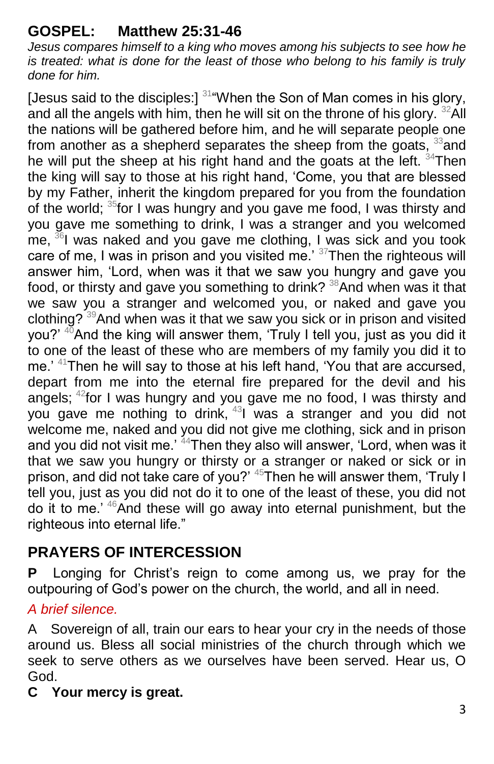## GOSPEL: Matthew 25:31-46

*Jesus compares himself to a king who moves among his subjects to see how he is treated: what is done for the least of those who belong to his family is truly done for him.*

[Jesus said to the disciples:] [31]"When the Son of Man comes in his glory, and all the angels with him, then he will sit on the throne of his glory. [32]All the nations will be gathered before him, and he will separate people one from another as a shepherd separates the sheep from the goats, [33]and he will put the sheep at his right hand and the goats at the left. [34]Then the king will say to those at his right hand, 'Come, you that are blessed by my Father, inherit the kingdom prepared for you from the foundation of the world; [35]for I was hungry and you gave me food, I was thirsty and you gave me something to drink, I was a stranger and you welcomed me, [36]I was naked and you gave me clothing, I was sick and you took care of me, I was in prison and you visited me.' [37]Then the righteous will answer him, 'Lord, when was it that we saw you hungry and gave you food, or thirsty and gave you something to drink? [38]And when was it that we saw you a stranger and welcomed you, or naked and gave you clothing? [39]And when was it that we saw you sick or in prison and visited you?' [40]And the king will answer them, 'Truly I tell you, just as you did it to one of the least of these who are members of my family you did it to me.' [41]Then he will say to those at his left hand, 'You that are accursed, depart from me into the eternal fire prepared for the devil and his angels; [42]for I was hungry and you gave me no food, I was thirsty and you gave me nothing to drink, [43]I was a stranger and you did not welcome me, naked and you did not give me clothing, sick and in prison and you did not visit me.' [44]Then they also will answer, 'Lord, when was it that we saw you hungry or thirsty or a stranger or naked or sick or in prison, and did not take care of you?' [45]Then he will answer them, 'Truly I tell you, just as you did not do it to one of the least of these, you did not do it to me.' [46]And these will go away into eternal punishment, but the righteous into eternal life."

## PRAYERS OF INTERCESSION

**P** Longing for Christ's reign to come among us, we pray for the outpouring of God's power on the church, the world, and all in need.

*A brief silence.*

A Sovereign of all, train our ears to hear your cry in the needs of those around us. Bless all social ministries of the church through which we seek to serve others as we ourselves have been served. Hear us, O God.

**C Your mercy is great.**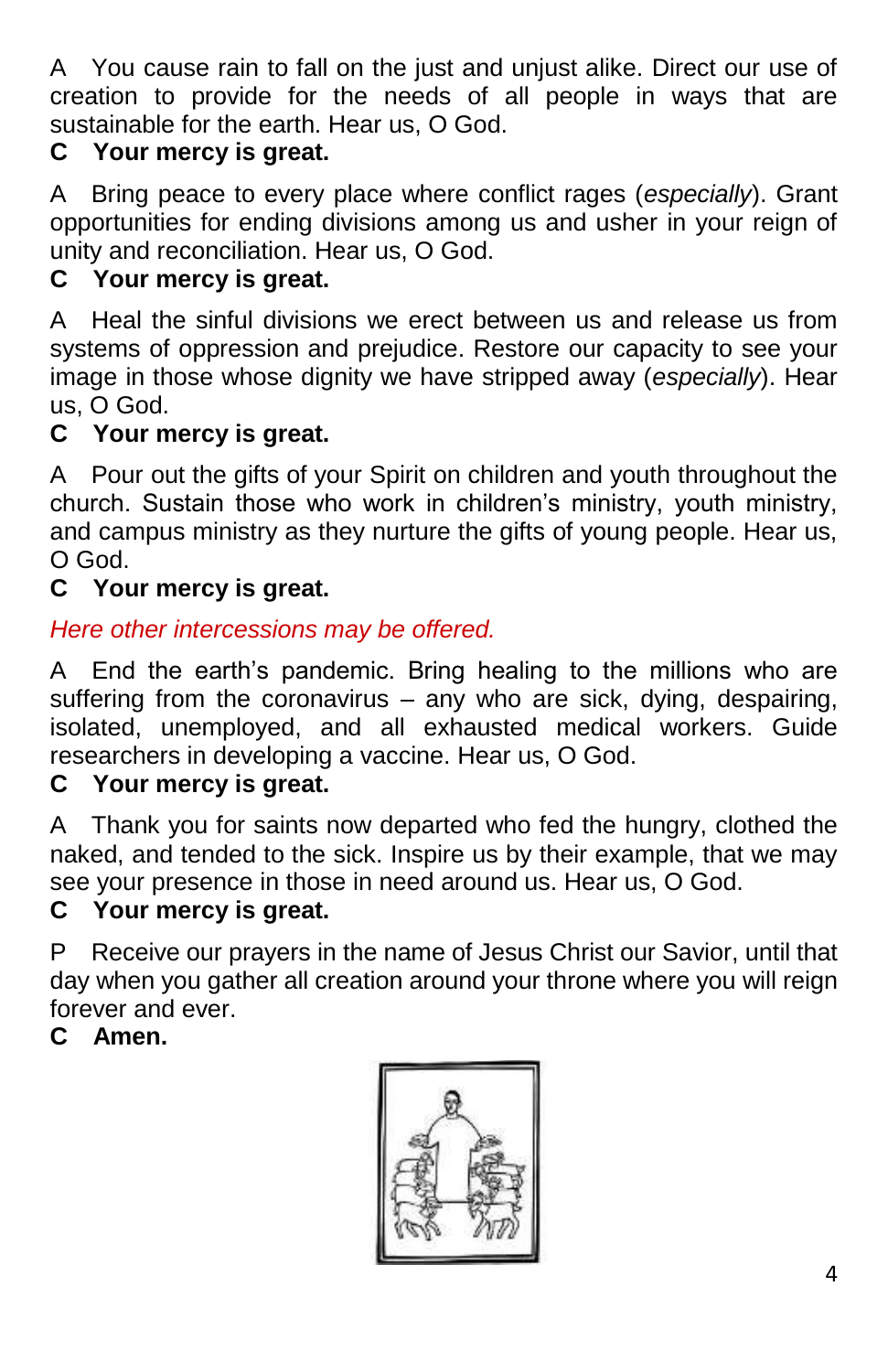A You cause rain to fall on the just and unjust alike. Direct our use of creation to provide for the needs of all people in ways that are sustainable for the earth. Hear us, O God.

**C Your mercy is great.**

A Bring peace to every place where conflict rages (*especially*). Grant opportunities for ending divisions among us and usher in your reign of unity and reconciliation. Hear us, O God.

**C Your mercy is great.**

A Heal the sinful divisions we erect between us and release us from systems of oppression and prejudice. Restore our capacity to see your image in those whose dignity we have stripped away (*especially*). Hear us, O God.

**C Your mercy is great.**

A Pour out the gifts of your Spirit on children and youth throughout the church. Sustain those who work in children's ministry, youth ministry, and campus ministry as they nurture the gifts of young people. Hear us, O God.

**C Your mercy is great.**

*Here other intercessions may be offered.*

A End the earth's pandemic. Bring healing to the millions who are suffering from the coronavirus – any who are sick, dying, despairing, isolated, unemployed, and all exhausted medical workers. Guide researchers in developing a vaccine. Hear us, O God.

**C Your mercy is great.**

A Thank you for saints now departed who fed the hungry, clothed the naked, and tended to the sick. Inspire us by their example, that we may see your presence in those in need around us. Hear us, O God.

**C Your mercy is great.**

P Receive our prayers in the name of Jesus Christ our Savior, until that day when you gather all creation around your throne where you will reign forever and ever.

**C Amen.**